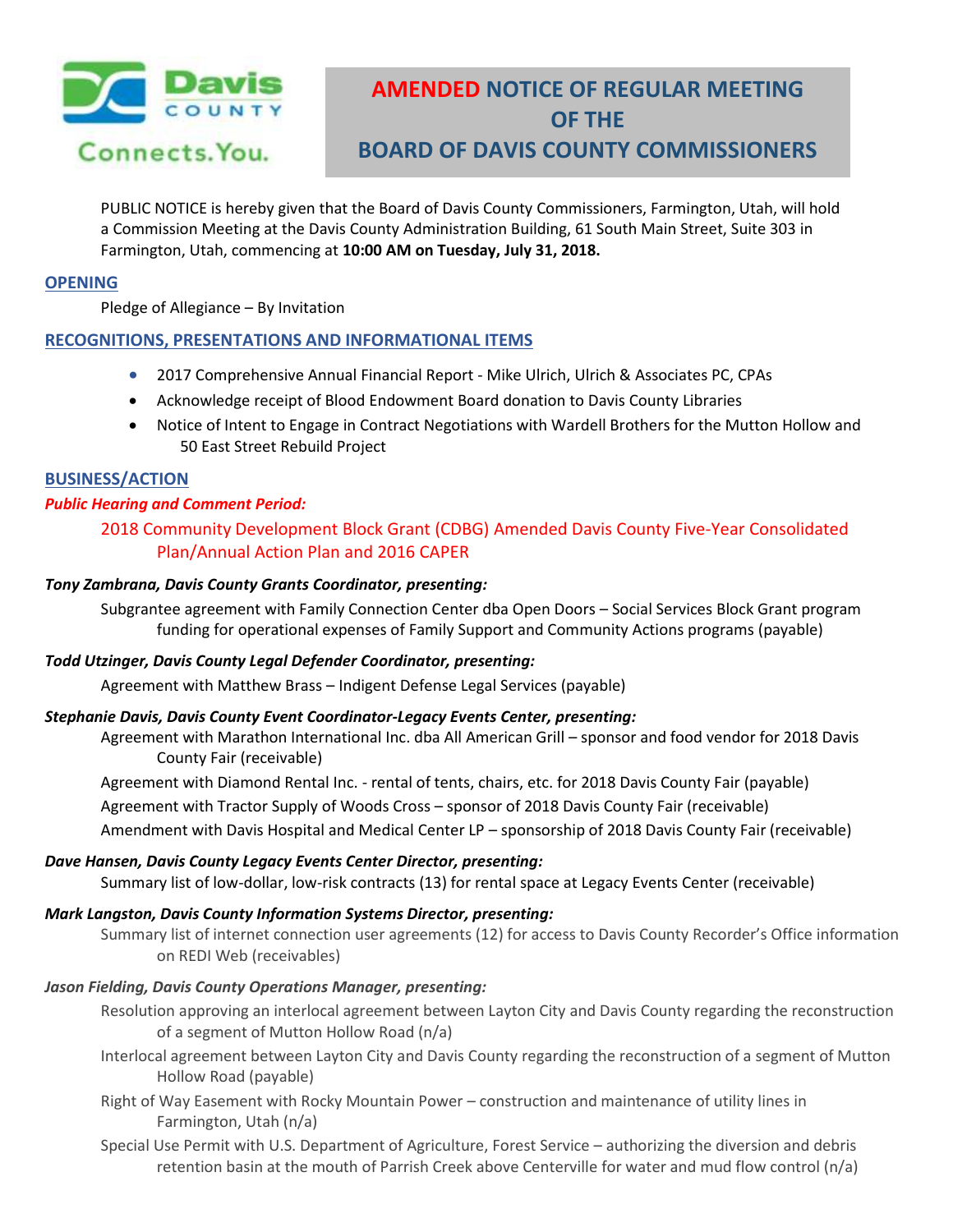# AMENDED NOTICE OF REGULAR MEETING OF THE BOARD OF DAVIS COUNTY COMMISSIONERS

PUBLIC NOTICE is hereby given that the Board of Davis County Commissioners, Farmington, Utah, will hold a Commission Meeting at the Davis County Administration Building, 61 South Main Street, Suite 303 in Farmington, Utah, commencing at **10:00 AM on Tuesday, July 31, 2018.**

## OPENING

Pledge of Allegiance – By Invitation

## RECOGNITIONS, PRESENTATIONS AND INFORMATIONAL ITEMS

- 2017 Comprehensive Annual Financial Report - Mike Ulrich, Ulrich & Associates PC, CPAs
- Acknowledge receipt of Blood Endowment Board donation to Davis County Libraries
- Notice of Intent to Engage in Contract Negotiations with Wardell Brothers for the Mutton Hollow and 50 East Street Rebuild Project

## BUSINESS/ACTION

***Public Hearing and Comment Period:***

2018 Community Development Block Grant (CDBG) Amended Davis County Five-Year Consolidated Plan/Annual Action Plan and 2016 CAPER

***Tony Zambrana, Davis County Grants Coordinator, presenting:***

Subgrantee agreement with Family Connection Center dba Open Doors – Social Services Block Grant program funding for operational expenses of Family Support and Community Actions programs (payable)

***Todd Utzinger, Davis County Legal Defender Coordinator, presenting:***

Agreement with Matthew Brass – Indigent Defense Legal Services (payable)

***Stephanie Davis, Davis County Event Coordinator-Legacy Events Center, presenting:***

Agreement with Marathon International Inc. dba All American Grill – sponsor and food vendor for 2018 Davis County Fair (receivable)

Agreement with Diamond Rental Inc. - rental of tents, chairs, etc. for 2018 Davis County Fair (payable)

Agreement with Tractor Supply of Woods Cross – sponsor of 2018 Davis County Fair (receivable)

Amendment with Davis Hospital and Medical Center LP – sponsorship of 2018 Davis County Fair (receivable)

***Dave Hansen, Davis County Legacy Events Center Director, presenting:***

Summary list of low-dollar, low-risk contracts (13) for rental space at Legacy Events Center (receivable)

***Mark Langston, Davis County Information Systems Director, presenting:***

Summary list of internet connection user agreements (12) for access to Davis County Recorder's Office information on REDI Web (receivables)

***Jason Fielding, Davis County Operations Manager, presenting:***

Resolution approving an interlocal agreement between Layton City and Davis County regarding the reconstruction of a segment of Mutton Hollow Road (n/a)

Interlocal agreement between Layton City and Davis County regarding the reconstruction of a segment of Mutton Hollow Road (payable)

Right of Way Easement with Rocky Mountain Power – construction and maintenance of utility lines in Farmington, Utah (n/a)

Special Use Permit with U.S. Department of Agriculture, Forest Service – authorizing the diversion and debris retention basin at the mouth of Parrish Creek above Centerville for water and mud flow control (n/a)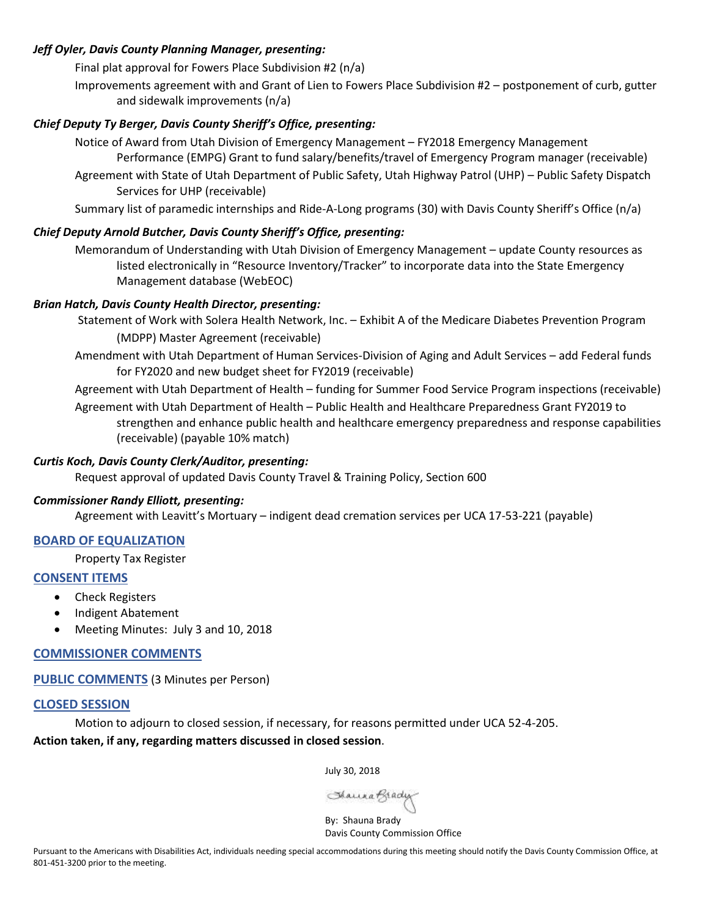***Jeff Oyler, Davis County Planning Manager, presenting:***

Final plat approval for Fowers Place Subdivision #2 (n/a)

Improvements agreement with and Grant of Lien to Fowers Place Subdivision #2 – postponement of curb, gutter and sidewalk improvements (n/a)

***Chief Deputy Ty Berger, Davis County Sheriff's Office, presenting:***

Notice of Award from Utah Division of Emergency Management – FY2018 Emergency Management Performance (EMPG) Grant to fund salary/benefits/travel of Emergency Program manager (receivable)

Agreement with State of Utah Department of Public Safety, Utah Highway Patrol (UHP) – Public Safety Dispatch Services for UHP (receivable)

Summary list of paramedic internships and Ride-A-Long programs (30) with Davis County Sheriff's Office (n/a)

***Chief Deputy Arnold Butcher, Davis County Sheriff's Office, presenting:***

Memorandum of Understanding with Utah Division of Emergency Management – update County resources as listed electronically in "Resource Inventory/Tracker" to incorporate data into the State Emergency Management database (WebEOC)

***Brian Hatch, Davis County Health Director, presenting:***

Statement of Work with Solera Health Network, Inc. – Exhibit A of the Medicare Diabetes Prevention Program (MDPP) Master Agreement (receivable)

Amendment with Utah Department of Human Services-Division of Aging and Adult Services – add Federal funds for FY2020 and new budget sheet for FY2019 (receivable)

Agreement with Utah Department of Health – funding for Summer Food Service Program inspections (receivable)

Agreement with Utah Department of Health – Public Health and Healthcare Preparedness Grant FY2019 to strengthen and enhance public health and healthcare emergency preparedness and response capabilities (receivable) (payable 10% match)

***Curtis Koch, Davis County Clerk/Auditor, presenting:***

Request approval of updated Davis County Travel & Training Policy, Section 600

***Commissioner Randy Elliott, presenting:***

Agreement with Leavitt's Mortuary – indigent dead cremation services per UCA 17-53-221 (payable)

## BOARD OF EQUALIZATION

Property Tax Register

## CONSENT ITEMS

- Check Registers
- Indigent Abatement
- Meeting Minutes: July 3 and 10, 2018

## COMMISSIONER COMMENTS

## PUBLIC COMMENTS (3 Minutes per Person)

## CLOSED SESSION

Motion to adjourn to closed session, if necessary, for reasons permitted under UCA 52-4-205.

**Action taken, if any, regarding matters discussed in closed session**.

July 30, 2018

Shauna Brady

By: Shauna Brady
Davis County Commission Office

Pursuant to the Americans with Disabilities Act, individuals needing special accommodations during this meeting should notify the Davis County Commission Office, at 801-451-3200 prior to the meeting.